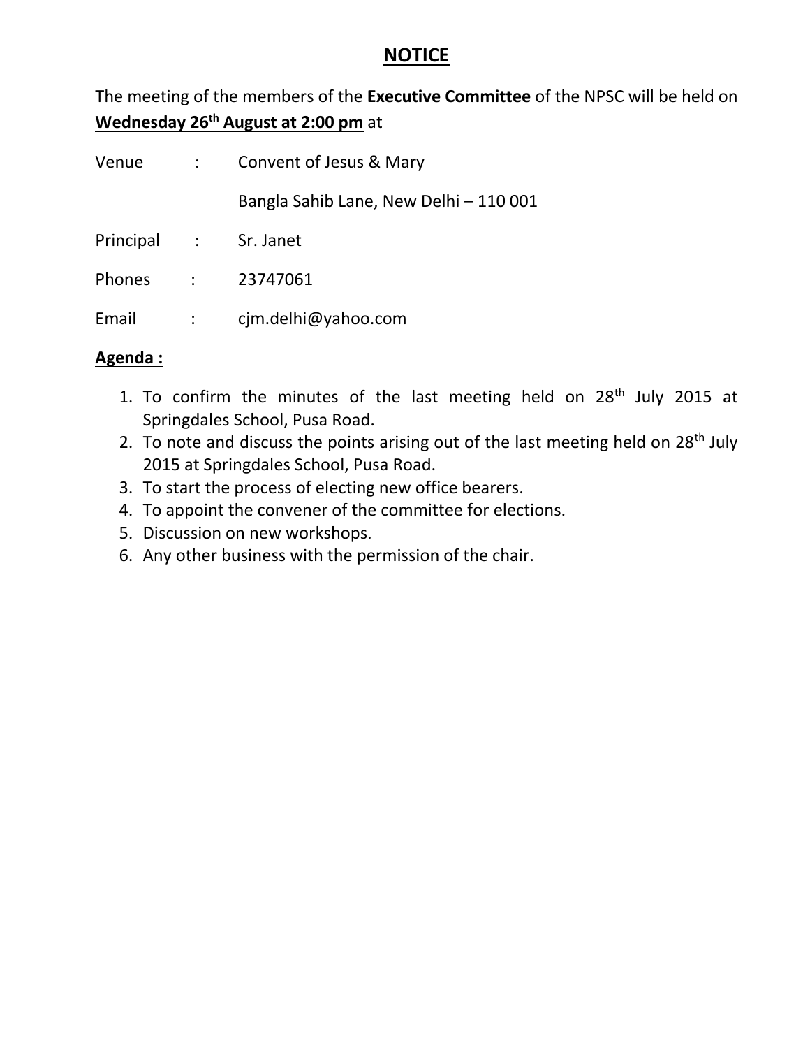# NOTICE

The meeting of the members of the **Executive Committee** of the NPSC will be held on **Wednesday 26th August at 2:00 pm** at

Venue : Convent of Jesus & Mary

Bangla Sahib Lane, New Delhi – 110 001

Principal : Sr. Janet

Phones : 23747061

Email : cjm.delhi@yahoo.com

**Agenda :**

1. To confirm the minutes of the last meeting held on 28th July 2015 at Springdales School, Pusa Road.
2. To note and discuss the points arising out of the last meeting held on 28th July 2015 at Springdales School, Pusa Road.
3. To start the process of electing new office bearers.
4. To appoint the convener of the committee for elections.
5. Discussion on new workshops.
6. Any other business with the permission of the chair.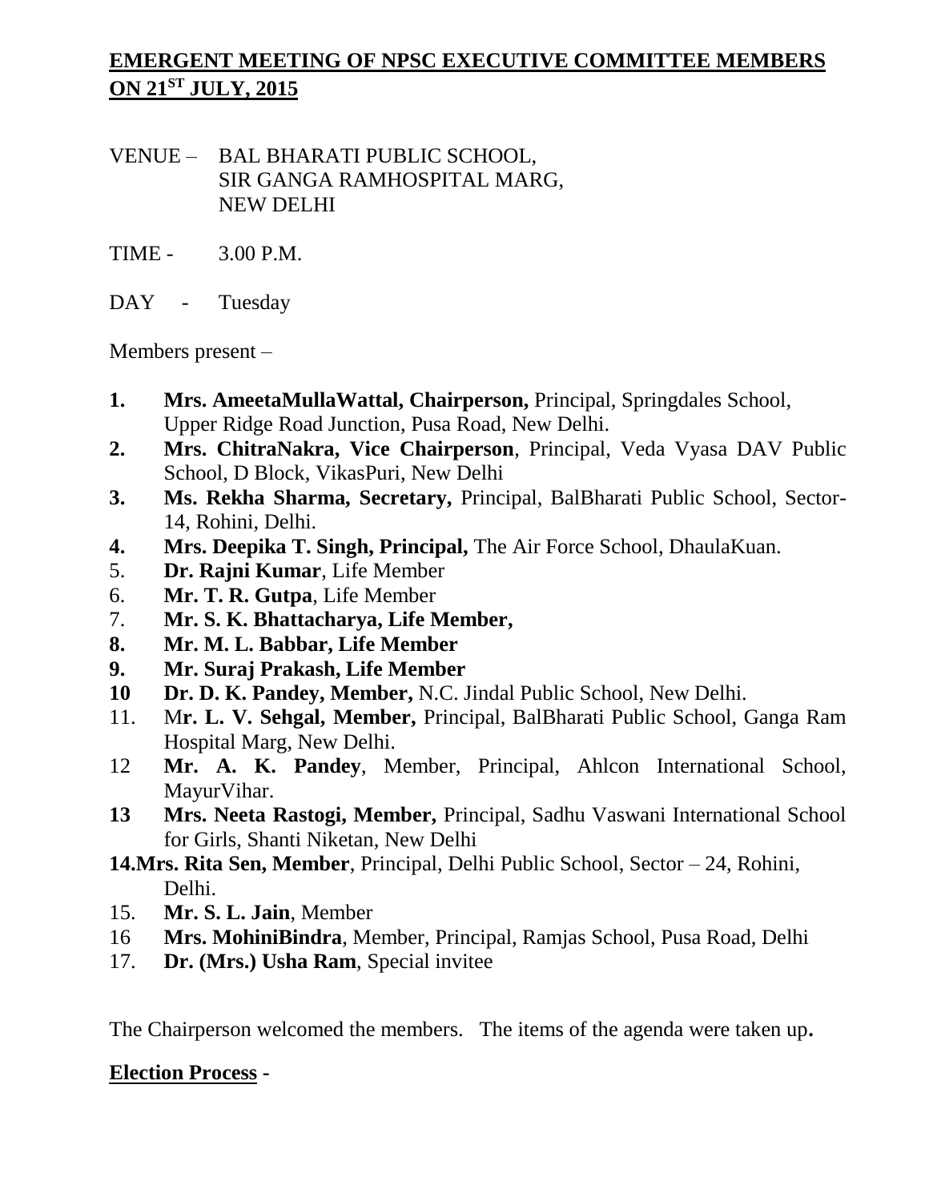## EMERGENT MEETING OF NPSC EXECUTIVE COMMITTEE MEMBERS ON 21ST JULY, 2015

VENUE – BAL BHARATI PUBLIC SCHOOL,
SIR GANGA RAMHOSPITAL MARG,
NEW DELHI

TIME - 3.00 P.M.

DAY - Tuesday

Members present –

1. **Mrs. AmeetaMullaWattal, Chairperson,** Principal, Springdales School, Upper Ridge Road Junction, Pusa Road, New Delhi.
2. **Mrs. ChitraNakra, Vice Chairperson**, Principal, Veda Vyasa DAV Public School, D Block, VikasPuri, New Delhi
3. **Ms. Rekha Sharma, Secretary,** Principal, BalBharati Public School, Sector-14, Rohini, Delhi.
4. **Mrs. Deepika T. Singh, Principal,** The Air Force School, DhaulaKuan.
5. **Dr. Rajni Kumar**, Life Member
6. **Mr. T. R. Gutpa**, Life Member
7. **Mr. S. K. Bhattacharya, Life Member,**
8. **Mr. M. L. Babbar, Life Member**
9. **Mr. Suraj Prakash, Life Member**
10. **Dr. D. K. Pandey, Member,** N.C. Jindal Public School, New Delhi.
11. M**r. L. V. Sehgal, Member,** Principal, BalBharati Public School, Ganga Ram Hospital Marg, New Delhi.
12. **Mr. A. K. Pandey**, Member, Principal, Ahlcon International School, MayurVihar.
13. **Mrs. Neeta Rastogi, Member,** Principal, Sadhu Vaswani International School for Girls, Shanti Niketan, New Delhi
14. **Mrs. Rita Sen, Member**, Principal, Delhi Public School, Sector – 24, Rohini, Delhi.
15. **Mr. S. L. Jain**, Member
16. **Mrs. MohiniBindra**, Member, Principal, Ramjas School, Pusa Road, Delhi
17. **Dr. (Mrs.) Usha Ram**, Special invitee

The Chairperson welcomed the members. The items of the agenda were taken up**.**

**Election Process -**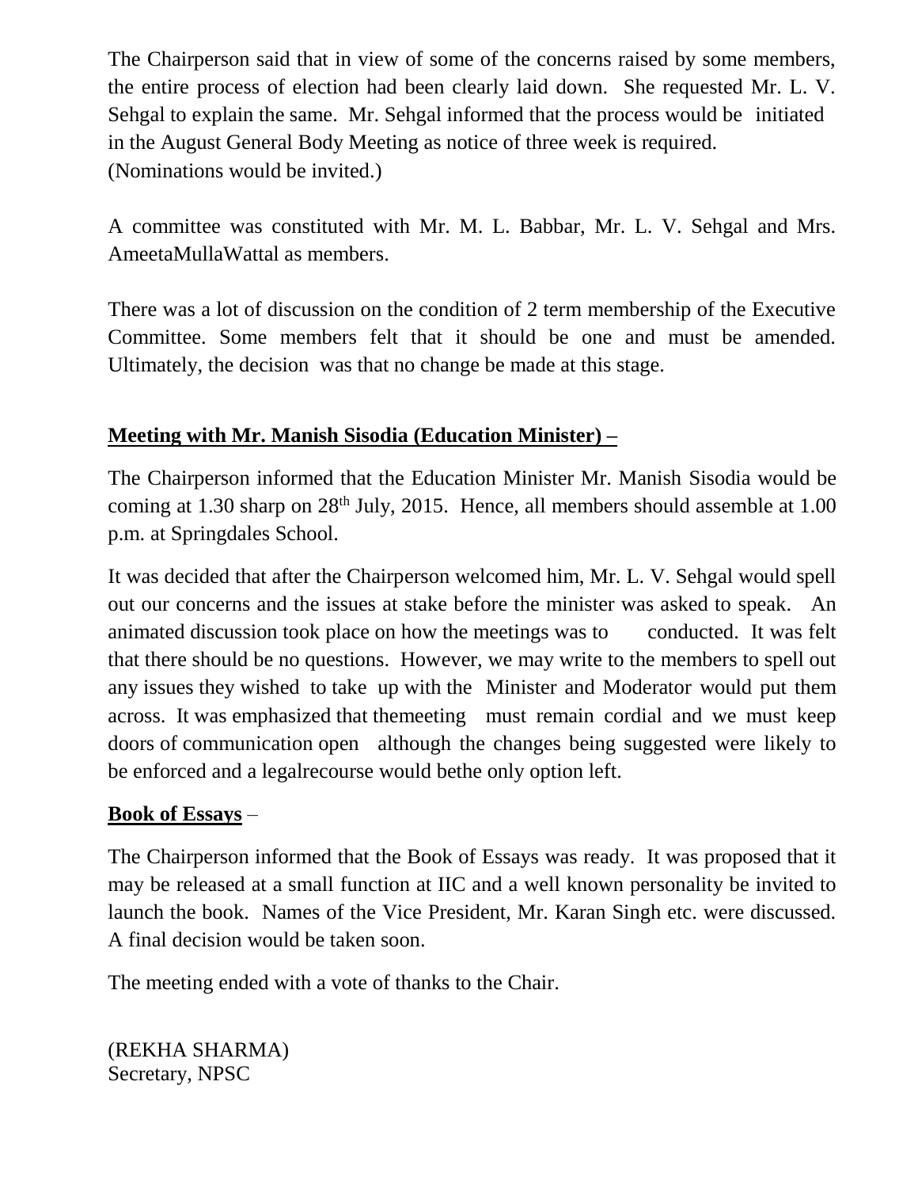The Chairperson said that in view of some of the concerns raised by some members, the entire process of election had been clearly laid down. She requested Mr. L. V. Sehgal to explain the same. Mr. Sehgal informed that the process would be initiated in the August General Body Meeting as notice of three week is required. (Nominations would be invited.)

A committee was constituted with Mr. M. L. Babbar, Mr. L. V. Sehgal and Mrs. AmeetaMullaWattal as members.

There was a lot of discussion on the condition of 2 term membership of the Executive Committee. Some members felt that it should be one and must be amended. Ultimately, the decision was that no change be made at this stage.

**Meeting with Mr. Manish Sisodia (Education Minister) –**

The Chairperson informed that the Education Minister Mr. Manish Sisodia would be coming at 1.30 sharp on 28th July, 2015. Hence, all members should assemble at 1.00 p.m. at Springdales School.

It was decided that after the Chairperson welcomed him, Mr. L. V. Sehgal would spell out our concerns and the issues at stake before the minister was asked to speak. An animated discussion took place on how the meetings was to conducted. It was felt that there should be no questions. However, we may write to the members to spell out any issues they wished to take up with the Minister and Moderator would put them across. It was emphasized that themeeting must remain cordial and we must keep doors of communication open although the changes being suggested were likely to be enforced and a legalrecourse would bethe only option left.

**Book of Essays** –

The Chairperson informed that the Book of Essays was ready. It was proposed that it may be released at a small function at IIC and a well known personality be invited to launch the book. Names of the Vice President, Mr. Karan Singh etc. were discussed. A final decision would be taken soon.

The meeting ended with a vote of thanks to the Chair.

(REKHA SHARMA)
Secretary, NPSC